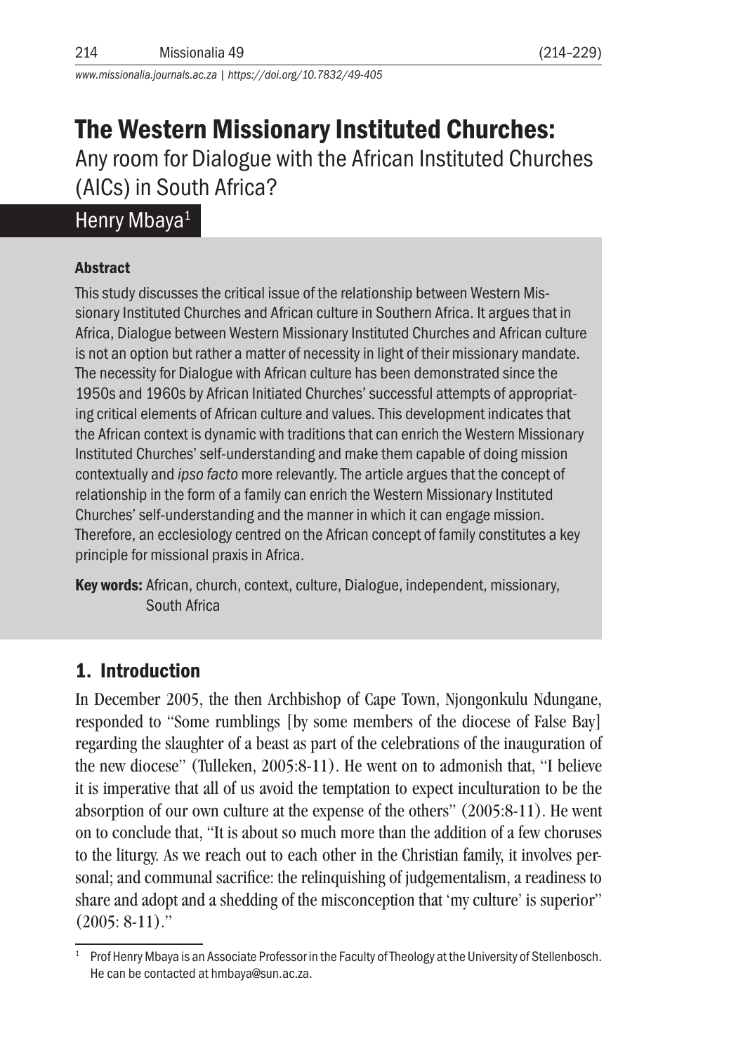# The Western Missionary Instituted Churches:

## Any room for Dialogue with the African Instituted Churches (AICs) in South Africa?

Henry Mbaya[1]

### Abstract

This study discusses the critical issue of the relationship between Western Missionary Instituted Churches and African culture in Southern Africa. It argues that in Africa, Dialogue between Western Missionary Instituted Churches and African culture is not an option but rather a matter of necessity in light of their missionary mandate. The necessity for Dialogue with African culture has been demonstrated since the 1950s and 1960s by African Initiated Churches' successful attempts of appropriating critical elements of African culture and values. This development indicates that the African context is dynamic with traditions that can enrich the Western Missionary Instituted Churches' self-understanding and make them capable of doing mission contextually and *ipso facto* more relevantly. The article argues that the concept of relationship in the form of a family can enrich the Western Missionary Instituted Churches' self-understanding and the manner in which it can engage mission. Therefore, an ecclesiology centred on the African concept of family constitutes a key principle for missional praxis in Africa.

**Key words:** African, church, context, culture, Dialogue, independent, missionary, South Africa

## 1. Introduction

In December 2005, the then Archbishop of Cape Town, Njongonkulu Ndungane, responded to "Some rumblings [by some members of the diocese of False Bay] regarding the slaughter of a beast as part of the celebrations of the inauguration of the new diocese" (Tulleken, 2005:8-11). He went on to admonish that, "I believe it is imperative that all of us avoid the temptation to expect inculturation to be the absorption of our own culture at the expense of the others" (2005:8-11). He went on to conclude that, "It is about so much more than the addition of a few choruses to the liturgy. As we reach out to each other in the Christian family, it involves personal; and communal sacrifice: the relinquishing of judgementalism, a readiness to share and adopt and a shedding of the misconception that 'my culture' is superior" (2005: 8-11)."

---

[1] Prof Henry Mbaya is an Associate Professor in the Faculty of Theology at the University of Stellenbosch. He can be contacted at hmbaya@sun.ac.za.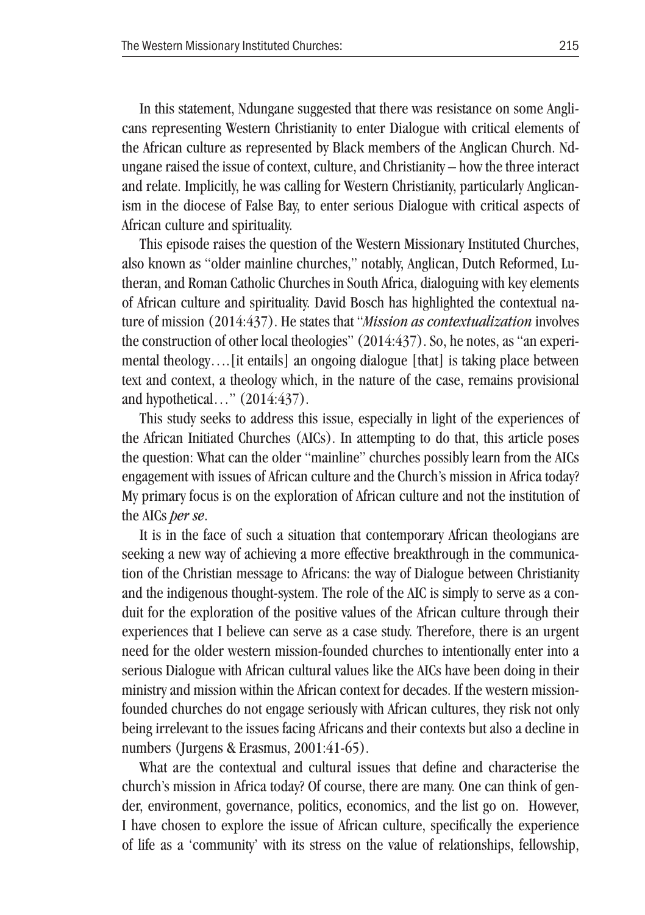In this statement, Ndungane suggested that there was resistance on some Anglicans representing Western Christianity to enter Dialogue with critical elements of the African culture as represented by Black members of the Anglican Church. Ndungane raised the issue of context, culture, and Christianity – how the three interact and relate. Implicitly, he was calling for Western Christianity, particularly Anglicanism in the diocese of False Bay, to enter serious Dialogue with critical aspects of African culture and spirituality.

This episode raises the question of the Western Missionary Instituted Churches, also known as "older mainline churches," notably, Anglican, Dutch Reformed, Lutheran, and Roman Catholic Churches in South Africa, dialoguing with key elements of African culture and spirituality. David Bosch has highlighted the contextual nature of mission (2014:437). He states that "*Mission as contextualization* involves the construction of other local theologies" (2014:437). So, he notes, as "an experimental theology….[it entails] an ongoing dialogue [that] is taking place between text and context, a theology which, in the nature of the case, remains provisional and hypothetical…" (2014:437).

This study seeks to address this issue, especially in light of the experiences of the African Initiated Churches (AICs). In attempting to do that, this article poses the question: What can the older "mainline" churches possibly learn from the AICs engagement with issues of African culture and the Church's mission in Africa today? My primary focus is on the exploration of African culture and not the institution of the AICs *per se*.

It is in the face of such a situation that contemporary African theologians are seeking a new way of achieving a more effective breakthrough in the communication of the Christian message to Africans: the way of Dialogue between Christianity and the indigenous thought-system. The role of the AIC is simply to serve as a conduit for the exploration of the positive values of the African culture through their experiences that I believe can serve as a case study. Therefore, there is an urgent need for the older western mission-founded churches to intentionally enter into a serious Dialogue with African cultural values like the AICs have been doing in their ministry and mission within the African context for decades. If the western mission-founded churches do not engage seriously with African cultures, they risk not only being irrelevant to the issues facing Africans and their contexts but also a decline in numbers (Jurgens & Erasmus, 2001:41-65).

What are the contextual and cultural issues that define and characterise the church's mission in Africa today? Of course, there are many. One can think of gender, environment, governance, politics, economics, and the list go on. However, I have chosen to explore the issue of African culture, specifically the experience of life as a 'community' with its stress on the value of relationships, fellowship,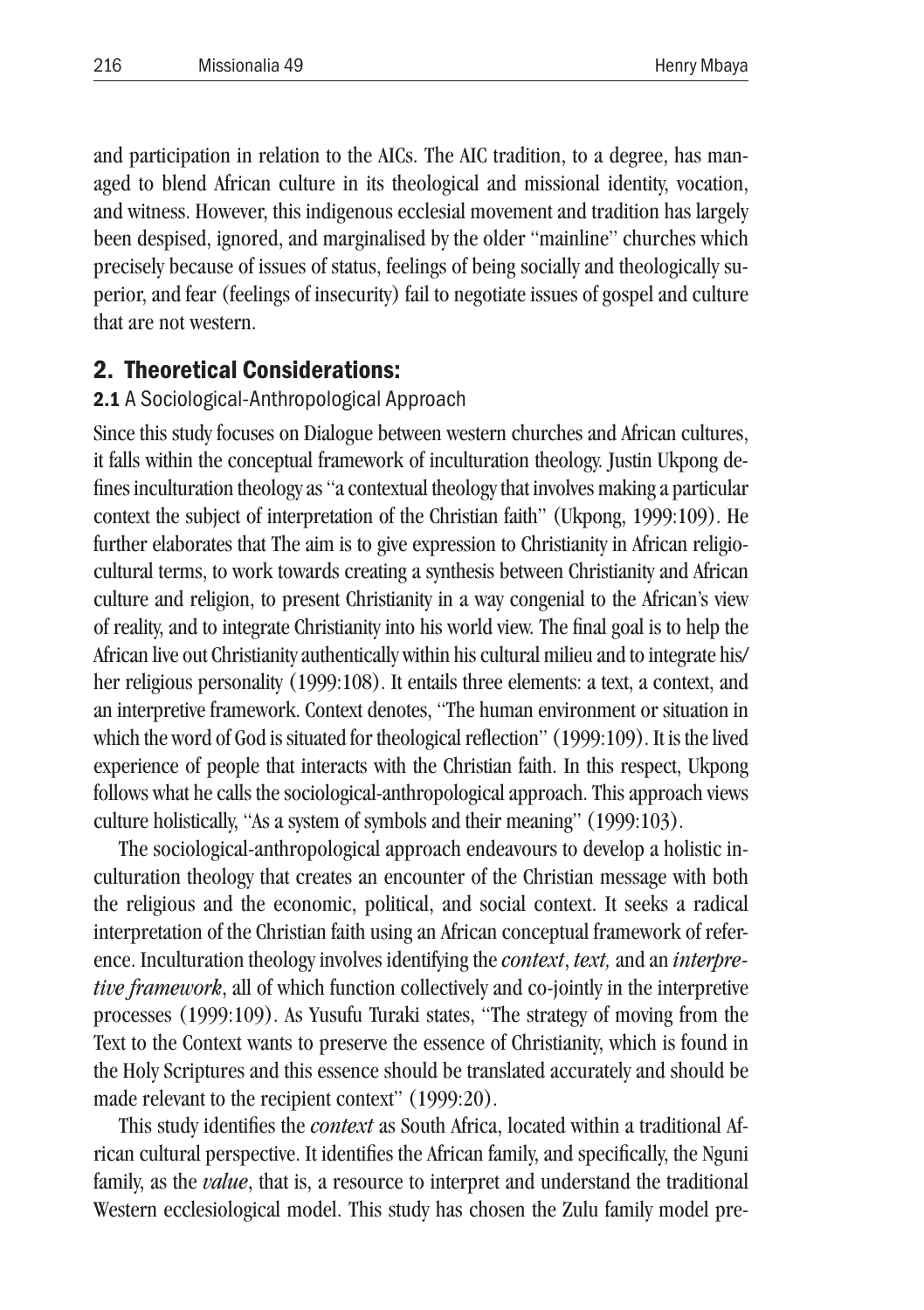and participation in relation to the AICs. The AIC tradition, to a degree, has managed to blend African culture in its theological and missional identity, vocation, and witness. However, this indigenous ecclesial movement and tradition has largely been despised, ignored, and marginalised by the older "mainline" churches which precisely because of issues of status, feelings of being socially and theologically superior, and fear (feelings of insecurity) fail to negotiate issues of gospel and culture that are not western.

## 2. Theoretical Considerations:

### 2.1 A Sociological-Anthropological Approach

Since this study focuses on Dialogue between western churches and African cultures, it falls within the conceptual framework of inculturation theology. Justin Ukpong defines inculturation theology as "a contextual theology that involves making a particular context the subject of interpretation of the Christian faith" (Ukpong, 1999:109). He further elaborates that The aim is to give expression to Christianity in African religio-cultural terms, to work towards creating a synthesis between Christianity and African culture and religion, to present Christianity in a way congenial to the African's view of reality, and to integrate Christianity into his world view. The final goal is to help the African live out Christianity authentically within his cultural milieu and to integrate his/her religious personality (1999:108). It entails three elements: a text, a context, and an interpretive framework. Context denotes, "The human environment or situation in which the word of God is situated for theological reflection" (1999:109). It is the lived experience of people that interacts with the Christian faith. In this respect, Ukpong follows what he calls the sociological-anthropological approach. This approach views culture holistically, "As a system of symbols and their meaning" (1999:103).

The sociological-anthropological approach endeavours to develop a holistic inculturation theology that creates an encounter of the Christian message with both the religious and the economic, political, and social context. It seeks a radical interpretation of the Christian faith using an African conceptual framework of reference. Inculturation theology involves identifying the *context*, *text,* and an *interpretive framework*, all of which function collectively and co-jointly in the interpretive processes (1999:109). As Yusufu Turaki states, "The strategy of moving from the Text to the Context wants to preserve the essence of Christianity, which is found in the Holy Scriptures and this essence should be translated accurately and should be made relevant to the recipient context" (1999:20).

This study identifies the *context* as South Africa, located within a traditional African cultural perspective. It identifies the African family, and specifically, the Nguni family, as the *value*, that is, a resource to interpret and understand the traditional Western ecclesiological model. This study has chosen the Zulu family model pre-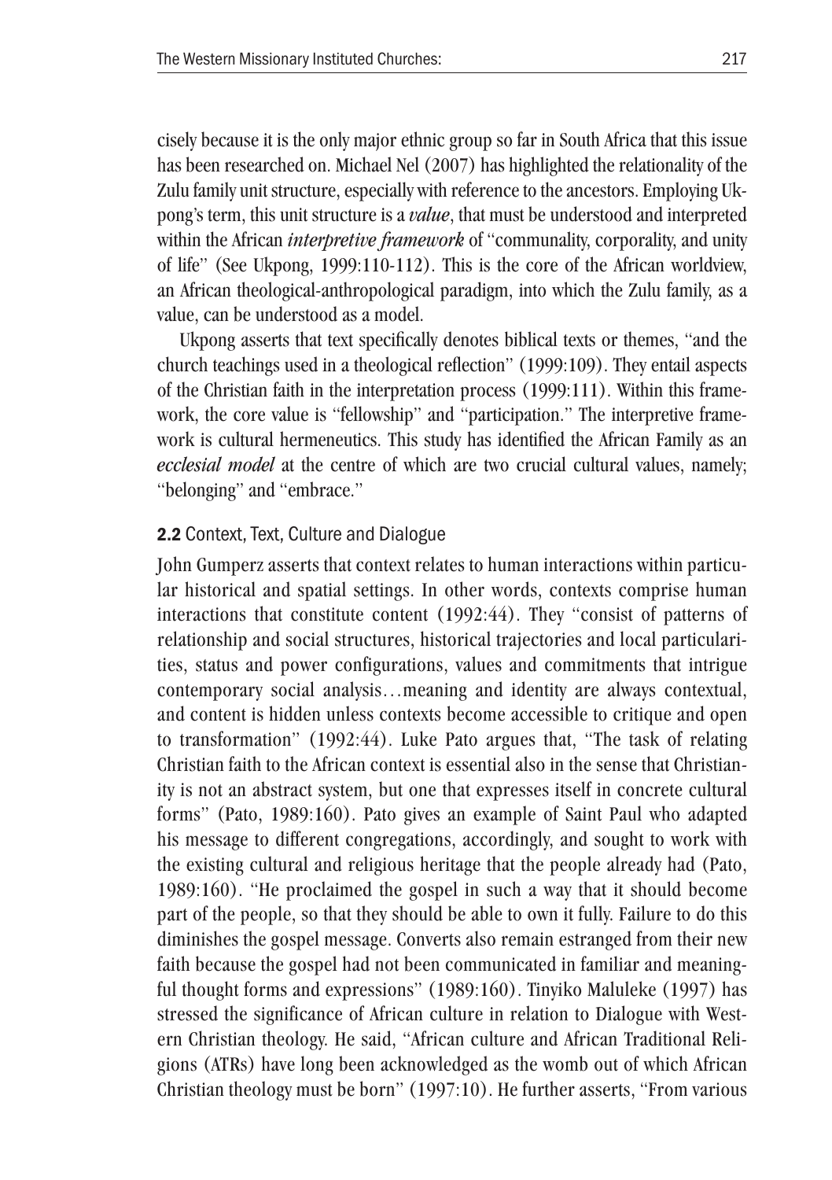cisely because it is the only major ethnic group so far in South Africa that this issue has been researched on. Michael Nel (2007) has highlighted the relationality of the Zulu family unit structure, especially with reference to the ancestors. Employing Ukpong's term, this unit structure is a *value*, that must be understood and interpreted within the African *interpretive framework* of "communality, corporality, and unity of life" (See Ukpong, 1999:110-112). This is the core of the African worldview, an African theological-anthropological paradigm, into which the Zulu family, as a value, can be understood as a model.

Ukpong asserts that text specifically denotes biblical texts or themes, "and the church teachings used in a theological reflection" (1999:109). They entail aspects of the Christian faith in the interpretation process (1999:111). Within this framework, the core value is "fellowship" and "participation." The interpretive framework is cultural hermeneutics. This study has identified the African Family as an *ecclesial model* at the centre of which are two crucial cultural values, namely; "belonging" and "embrace."

### **2.2** Context, Text, Culture and Dialogue

John Gumperz asserts that context relates to human interactions within particular historical and spatial settings. In other words, contexts comprise human interactions that constitute content (1992:44). They "consist of patterns of relationship and social structures, historical trajectories and local particularities, status and power configurations, values and commitments that intrigue contemporary social analysis…meaning and identity are always contextual, and content is hidden unless contexts become accessible to critique and open to transformation" (1992:44). Luke Pato argues that, "The task of relating Christian faith to the African context is essential also in the sense that Christianity is not an abstract system, but one that expresses itself in concrete cultural forms" (Pato, 1989:160). Pato gives an example of Saint Paul who adapted his message to different congregations, accordingly, and sought to work with the existing cultural and religious heritage that the people already had (Pato, 1989:160). "He proclaimed the gospel in such a way that it should become part of the people, so that they should be able to own it fully. Failure to do this diminishes the gospel message. Converts also remain estranged from their new faith because the gospel had not been communicated in familiar and meaningful thought forms and expressions" (1989:160). Tinyiko Maluleke (1997) has stressed the significance of African culture in relation to Dialogue with Western Christian theology. He said, "African culture and African Traditional Religions (ATRs) have long been acknowledged as the womb out of which African Christian theology must be born" (1997:10). He further asserts, "From various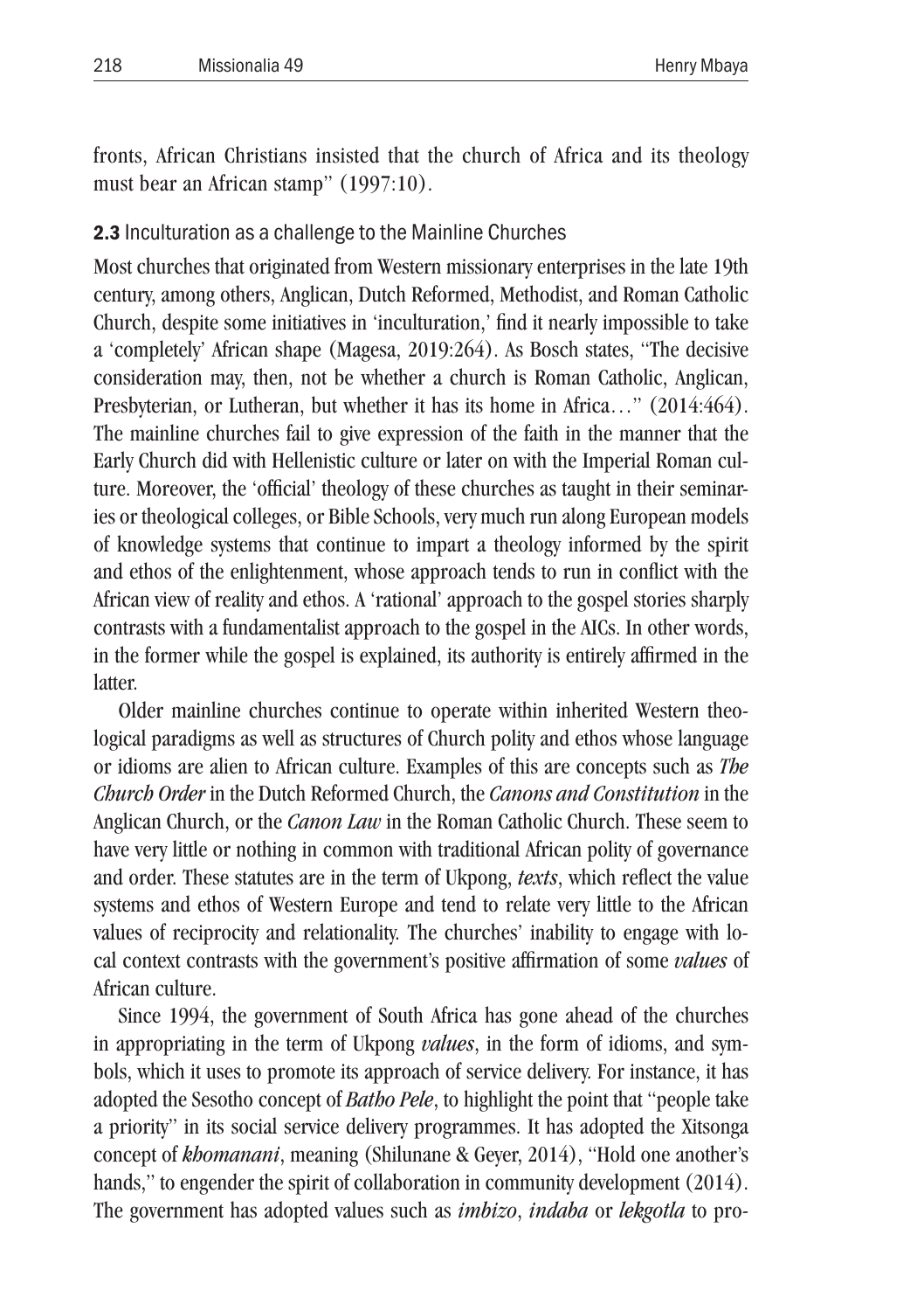fronts, African Christians insisted that the church of Africa and its theology must bear an African stamp" (1997:10).

### **2.3** Inculturation as a challenge to the Mainline Churches

Most churches that originated from Western missionary enterprises in the late 19th century, among others, Anglican, Dutch Reformed, Methodist, and Roman Catholic Church, despite some initiatives in 'inculturation,' find it nearly impossible to take a 'completely' African shape (Magesa, 2019:264). As Bosch states, "The decisive consideration may, then, not be whether a church is Roman Catholic, Anglican, Presbyterian, or Lutheran, but whether it has its home in Africa…" (2014:464). The mainline churches fail to give expression of the faith in the manner that the Early Church did with Hellenistic culture or later on with the Imperial Roman culture. Moreover, the 'official' theology of these churches as taught in their seminaries or theological colleges, or Bible Schools, very much run along European models of knowledge systems that continue to impart a theology informed by the spirit and ethos of the enlightenment, whose approach tends to run in conflict with the African view of reality and ethos. A 'rational' approach to the gospel stories sharply contrasts with a fundamentalist approach to the gospel in the AICs. In other words, in the former while the gospel is explained, its authority is entirely affirmed in the latter.

Older mainline churches continue to operate within inherited Western theological paradigms as well as structures of Church polity and ethos whose language or idioms are alien to African culture. Examples of this are concepts such as *The Church Order* in the Dutch Reformed Church, the *Canons and Constitution* in the Anglican Church, or the *Canon Law* in the Roman Catholic Church. These seem to have very little or nothing in common with traditional African polity of governance and order. These statutes are in the term of Ukpong, *texts*, which reflect the value systems and ethos of Western Europe and tend to relate very little to the African values of reciprocity and relationality. The churches' inability to engage with local context contrasts with the government's positive affirmation of some *values* of African culture.

Since 1994, the government of South Africa has gone ahead of the churches in appropriating in the term of Ukpong *values*, in the form of idioms, and symbols, which it uses to promote its approach of service delivery. For instance, it has adopted the Sesotho concept of *Batho Pele*, to highlight the point that "people take a priority" in its social service delivery programmes. It has adopted the Xitsonga concept of *khomanani*, meaning (Shilunane & Geyer, 2014), "Hold one another's hands," to engender the spirit of collaboration in community development (2014). The government has adopted values such as *imbizo*, *indaba* or *lekgotla* to pro-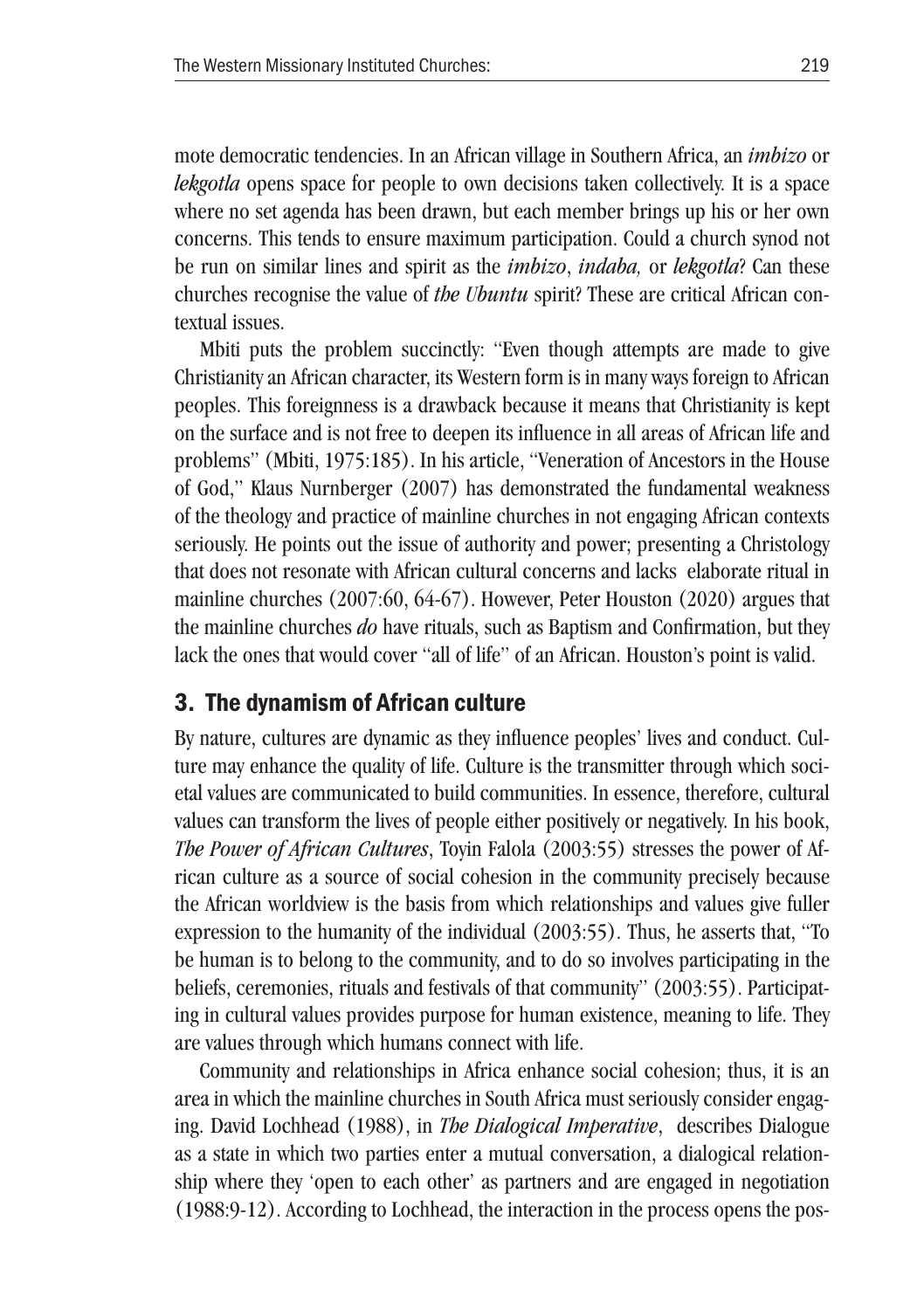mote democratic tendencies. In an African village in Southern Africa, an *imbizo* or *lekgotla* opens space for people to own decisions taken collectively. It is a space where no set agenda has been drawn, but each member brings up his or her own concerns. This tends to ensure maximum participation. Could a church synod not be run on similar lines and spirit as the *imbizo*, *indaba,* or *lekgotla*? Can these churches recognise the value of *the Ubuntu* spirit? These are critical African contextual issues.

Mbiti puts the problem succinctly: "Even though attempts are made to give Christianity an African character, its Western form is in many ways foreign to African peoples. This foreignness is a drawback because it means that Christianity is kept on the surface and is not free to deepen its influence in all areas of African life and problems" (Mbiti, 1975:185). In his article, "Veneration of Ancestors in the House of God," Klaus Nurnberger (2007) has demonstrated the fundamental weakness of the theology and practice of mainline churches in not engaging African contexts seriously. He points out the issue of authority and power; presenting a Christology that does not resonate with African cultural concerns and lacks elaborate ritual in mainline churches (2007:60, 64-67). However, Peter Houston (2020) argues that the mainline churches *do* have rituals, such as Baptism and Confirmation, but they lack the ones that would cover "all of life" of an African. Houston's point is valid.

## 3. The dynamism of African culture

By nature, cultures are dynamic as they influence peoples' lives and conduct. Culture may enhance the quality of life. Culture is the transmitter through which societal values are communicated to build communities. In essence, therefore, cultural values can transform the lives of people either positively or negatively. In his book, *The Power of African Cultures*, Toyin Falola (2003:55) stresses the power of African culture as a source of social cohesion in the community precisely because the African worldview is the basis from which relationships and values give fuller expression to the humanity of the individual (2003:55). Thus, he asserts that, "To be human is to belong to the community, and to do so involves participating in the beliefs, ceremonies, rituals and festivals of that community" (2003:55). Participating in cultural values provides purpose for human existence, meaning to life. They are values through which humans connect with life.

Community and relationships in Africa enhance social cohesion; thus, it is an area in which the mainline churches in South Africa must seriously consider engaging. David Lochhead (1988), in *The Dialogical Imperative*, describes Dialogue as a state in which two parties enter a mutual conversation, a dialogical relationship where they 'open to each other' as partners and are engaged in negotiation (1988:9-12). According to Lochhead, the interaction in the process opens the pos-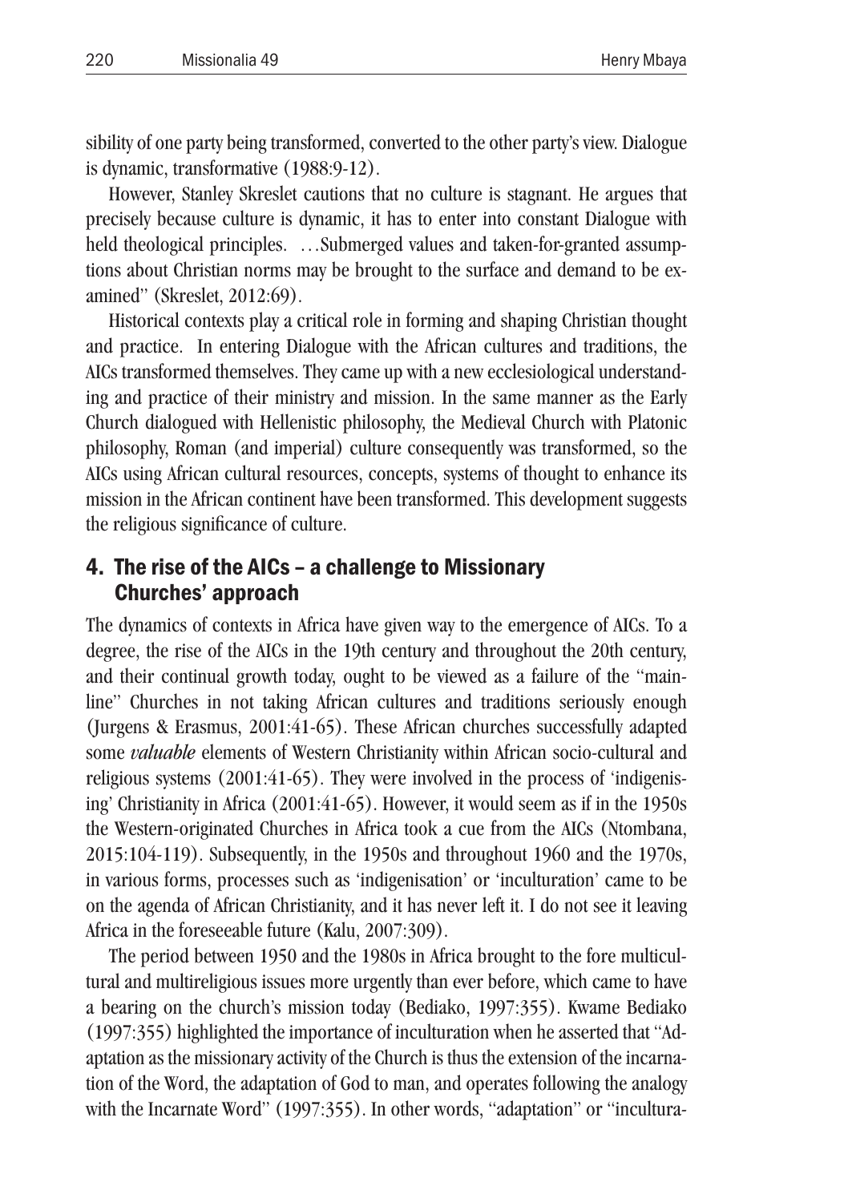sibility of one party being transformed, converted to the other party's view. Dialogue is dynamic, transformative (1988:9-12).

However, Stanley Skreslet cautions that no culture is stagnant. He argues that precisely because culture is dynamic, it has to enter into constant Dialogue with held theological principles. …Submerged values and taken-for-granted assumptions about Christian norms may be brought to the surface and demand to be examined" (Skreslet, 2012:69).

Historical contexts play a critical role in forming and shaping Christian thought and practice. In entering Dialogue with the African cultures and traditions, the AICs transformed themselves. They came up with a new ecclesiological understanding and practice of their ministry and mission. In the same manner as the Early Church dialogued with Hellenistic philosophy, the Medieval Church with Platonic philosophy, Roman (and imperial) culture consequently was transformed, so the AICs using African cultural resources, concepts, systems of thought to enhance its mission in the African continent have been transformed. This development suggests the religious significance of culture.

## 4. The rise of the AICs – a challenge to Missionary Churches' approach

The dynamics of contexts in Africa have given way to the emergence of AICs. To a degree, the rise of the AICs in the 19th century and throughout the 20th century, and their continual growth today, ought to be viewed as a failure of the "mainline" Churches in not taking African cultures and traditions seriously enough (Jurgens & Erasmus, 2001:41-65). These African churches successfully adapted some *valuable* elements of Western Christianity within African socio-cultural and religious systems (2001:41-65). They were involved in the process of 'indigenising' Christianity in Africa (2001:41-65). However, it would seem as if in the 1950s the Western-originated Churches in Africa took a cue from the AICs (Ntombana, 2015:104-119). Subsequently, in the 1950s and throughout 1960 and the 1970s, in various forms, processes such as 'indigenisation' or 'inculturation' came to be on the agenda of African Christianity, and it has never left it. I do not see it leaving Africa in the foreseeable future (Kalu, 2007:309).

The period between 1950 and the 1980s in Africa brought to the fore multicultural and multireligious issues more urgently than ever before, which came to have a bearing on the church's mission today (Bediako, 1997:355). Kwame Bediako (1997:355) highlighted the importance of inculturation when he asserted that "Adaptation as the missionary activity of the Church is thus the extension of the incarnation of the Word, the adaptation of God to man, and operates following the analogy with the Incarnate Word" (1997:355). In other words, "adaptation" or "incultura-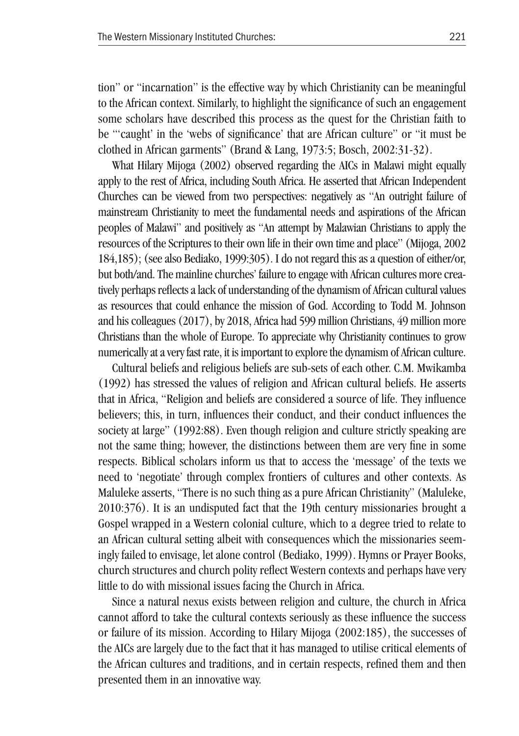tion" or "incarnation" is the effective way by which Christianity can be meaningful to the African context. Similarly, to highlight the significance of such an engagement some scholars have described this process as the quest for the Christian faith to be "'caught' in the 'webs of significance' that are African culture" or "it must be clothed in African garments" (Brand & Lang, 1973:5; Bosch, 2002:31-32).

What Hilary Mijoga (2002) observed regarding the AICs in Malawi might equally apply to the rest of Africa, including South Africa. He asserted that African Independent Churches can be viewed from two perspectives: negatively as "An outright failure of mainstream Christianity to meet the fundamental needs and aspirations of the African peoples of Malawi" and positively as "An attempt by Malawian Christians to apply the resources of the Scriptures to their own life in their own time and place" (Mijoga, 2002 184,185); (see also Bediako, 1999:305). I do not regard this as a question of either/or, but both/and. The mainline churches' failure to engage with African cultures more creatively perhaps reflects a lack of understanding of the dynamism of African cultural values as resources that could enhance the mission of God. According to Todd M. Johnson and his colleagues (2017), by 2018, Africa had 599 million Christians, 49 million more Christians than the whole of Europe. To appreciate why Christianity continues to grow numerically at a very fast rate, it is important to explore the dynamism of African culture.

Cultural beliefs and religious beliefs are sub-sets of each other. C.M. Mwikamba (1992) has stressed the values of religion and African cultural beliefs. He asserts that in Africa, "Religion and beliefs are considered a source of life. They influence believers; this, in turn, influences their conduct, and their conduct influences the society at large" (1992:88). Even though religion and culture strictly speaking are not the same thing; however, the distinctions between them are very fine in some respects. Biblical scholars inform us that to access the 'message' of the texts we need to 'negotiate' through complex frontiers of cultures and other contexts. As Maluleke asserts, "There is no such thing as a pure African Christianity" (Maluleke, 2010:376). It is an undisputed fact that the 19th century missionaries brought a Gospel wrapped in a Western colonial culture, which to a degree tried to relate to an African cultural setting albeit with consequences which the missionaries seemingly failed to envisage, let alone control (Bediako, 1999). Hymns or Prayer Books, church structures and church polity reflect Western contexts and perhaps have very little to do with missional issues facing the Church in Africa.

Since a natural nexus exists between religion and culture, the church in Africa cannot afford to take the cultural contexts seriously as these influence the success or failure of its mission. According to Hilary Mijoga (2002:185), the successes of the AICs are largely due to the fact that it has managed to utilise critical elements of the African cultures and traditions, and in certain respects, refined them and then presented them in an innovative way.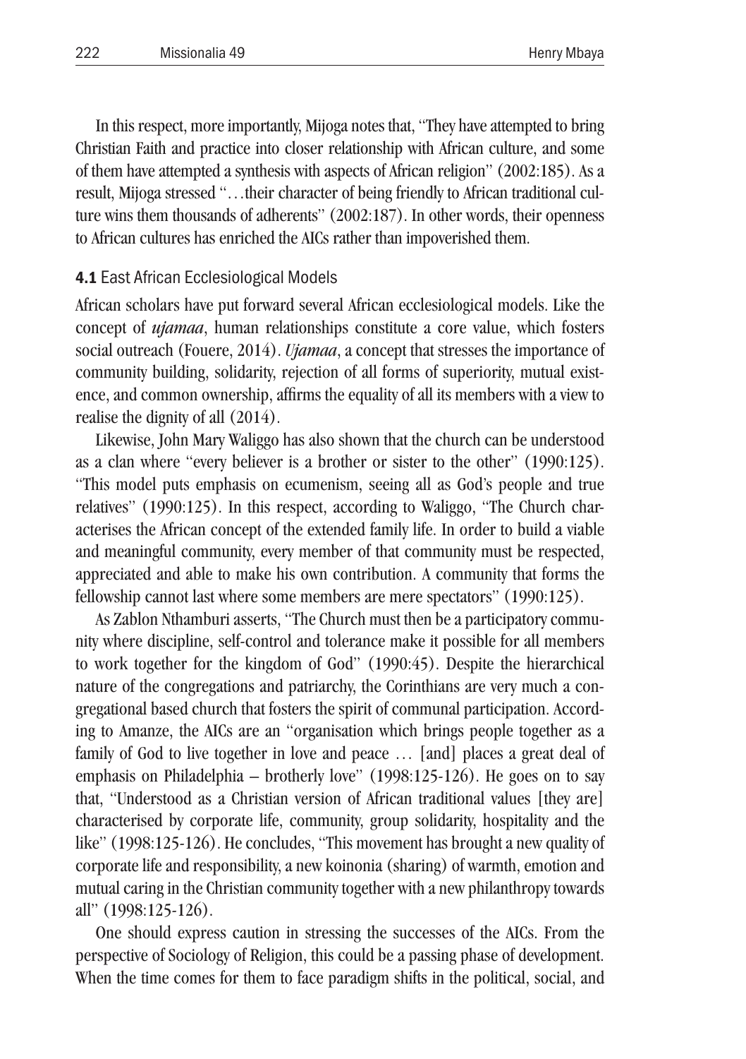In this respect, more importantly, Mijoga notes that, "They have attempted to bring Christian Faith and practice into closer relationship with African culture, and some of them have attempted a synthesis with aspects of African religion" (2002:185). As a result, Mijoga stressed "…their character of being friendly to African traditional culture wins them thousands of adherents" (2002:187). In other words, their openness to African cultures has enriched the AICs rather than impoverished them.

### **4.1** East African Ecclesiological Models

African scholars have put forward several African ecclesiological models. Like the concept of *ujamaa*, human relationships constitute a core value, which fosters social outreach (Fouere, 2014). *Ujamaa*, a concept that stresses the importance of community building, solidarity, rejection of all forms of superiority, mutual existence, and common ownership, affirms the equality of all its members with a view to realise the dignity of all (2014).

Likewise, John Mary Waliggo has also shown that the church can be understood as a clan where "every believer is a brother or sister to the other" (1990:125). "This model puts emphasis on ecumenism, seeing all as God's people and true relatives" (1990:125). In this respect, according to Waliggo, "The Church characterises the African concept of the extended family life. In order to build a viable and meaningful community, every member of that community must be respected, appreciated and able to make his own contribution. A community that forms the fellowship cannot last where some members are mere spectators" (1990:125).

As Zablon Nthamburi asserts, "The Church must then be a participatory community where discipline, self-control and tolerance make it possible for all members to work together for the kingdom of God" (1990:45). Despite the hierarchical nature of the congregations and patriarchy, the Corinthians are very much a congregational based church that fosters the spirit of communal participation. According to Amanze, the AICs are an "organisation which brings people together as a family of God to live together in love and peace … [and] places a great deal of emphasis on Philadelphia – brotherly love" (1998:125-126). He goes on to say that, "Understood as a Christian version of African traditional values [they are] characterised by corporate life, community, group solidarity, hospitality and the like" (1998:125-126). He concludes, "This movement has brought a new quality of corporate life and responsibility, a new koinonia (sharing) of warmth, emotion and mutual caring in the Christian community together with a new philanthropy towards all" (1998:125-126).

One should express caution in stressing the successes of the AICs. From the perspective of Sociology of Religion, this could be a passing phase of development. When the time comes for them to face paradigm shifts in the political, social, and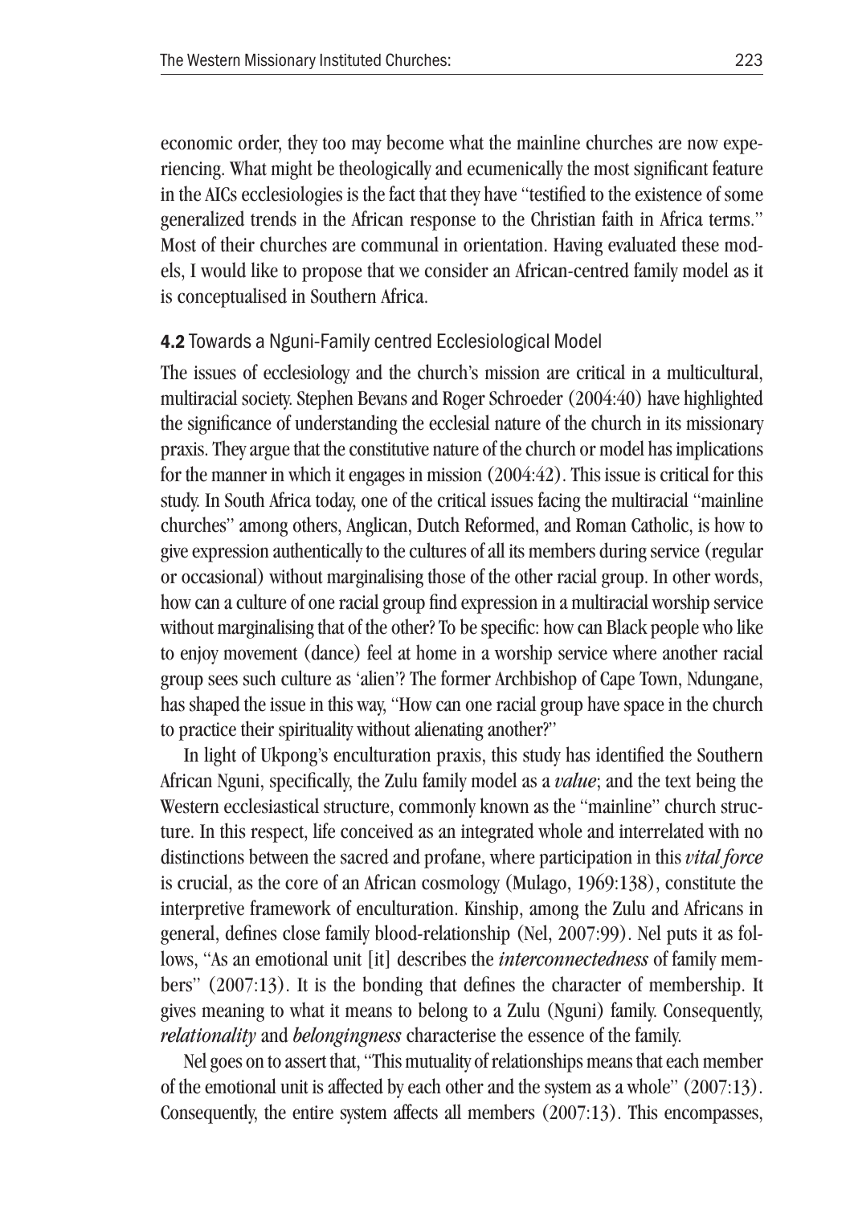economic order, they too may become what the mainline churches are now experiencing. What might be theologically and ecumenically the most significant feature in the AICs ecclesiologies is the fact that they have "testified to the existence of some generalized trends in the African response to the Christian faith in Africa terms." Most of their churches are communal in orientation. Having evaluated these models, I would like to propose that we consider an African-centred family model as it is conceptualised in Southern Africa.

### **4.2** Towards a Nguni-Family centred Ecclesiological Model

The issues of ecclesiology and the church's mission are critical in a multicultural, multiracial society. Stephen Bevans and Roger Schroeder (2004:40) have highlighted the significance of understanding the ecclesial nature of the church in its missionary praxis. They argue that the constitutive nature of the church or model has implications for the manner in which it engages in mission (2004:42). This issue is critical for this study. In South Africa today, one of the critical issues facing the multiracial "mainline churches" among others, Anglican, Dutch Reformed, and Roman Catholic, is how to give expression authentically to the cultures of all its members during service (regular or occasional) without marginalising those of the other racial group. In other words, how can a culture of one racial group find expression in a multiracial worship service without marginalising that of the other? To be specific: how can Black people who like to enjoy movement (dance) feel at home in a worship service where another racial group sees such culture as 'alien'? The former Archbishop of Cape Town, Ndungane, has shaped the issue in this way, "How can one racial group have space in the church to practice their spirituality without alienating another?"

In light of Ukpong's enculturation praxis, this study has identified the Southern African Nguni, specifically, the Zulu family model as a *value*; and the text being the Western ecclesiastical structure, commonly known as the "mainline" church structure. In this respect, life conceived as an integrated whole and interrelated with no distinctions between the sacred and profane, where participation in this *vital force* is crucial, as the core of an African cosmology (Mulago, 1969:138), constitute the interpretive framework of enculturation. Kinship, among the Zulu and Africans in general, defines close family blood-relationship (Nel, 2007:99). Nel puts it as follows, "As an emotional unit [it] describes the *interconnectedness* of family members" (2007:13). It is the bonding that defines the character of membership. It gives meaning to what it means to belong to a Zulu (Nguni) family. Consequently, *relationality* and *belongingness* characterise the essence of the family.

Nel goes on to assert that, "This mutuality of relationships means that each member of the emotional unit is affected by each other and the system as a whole" (2007:13). Consequently, the entire system affects all members (2007:13). This encompasses,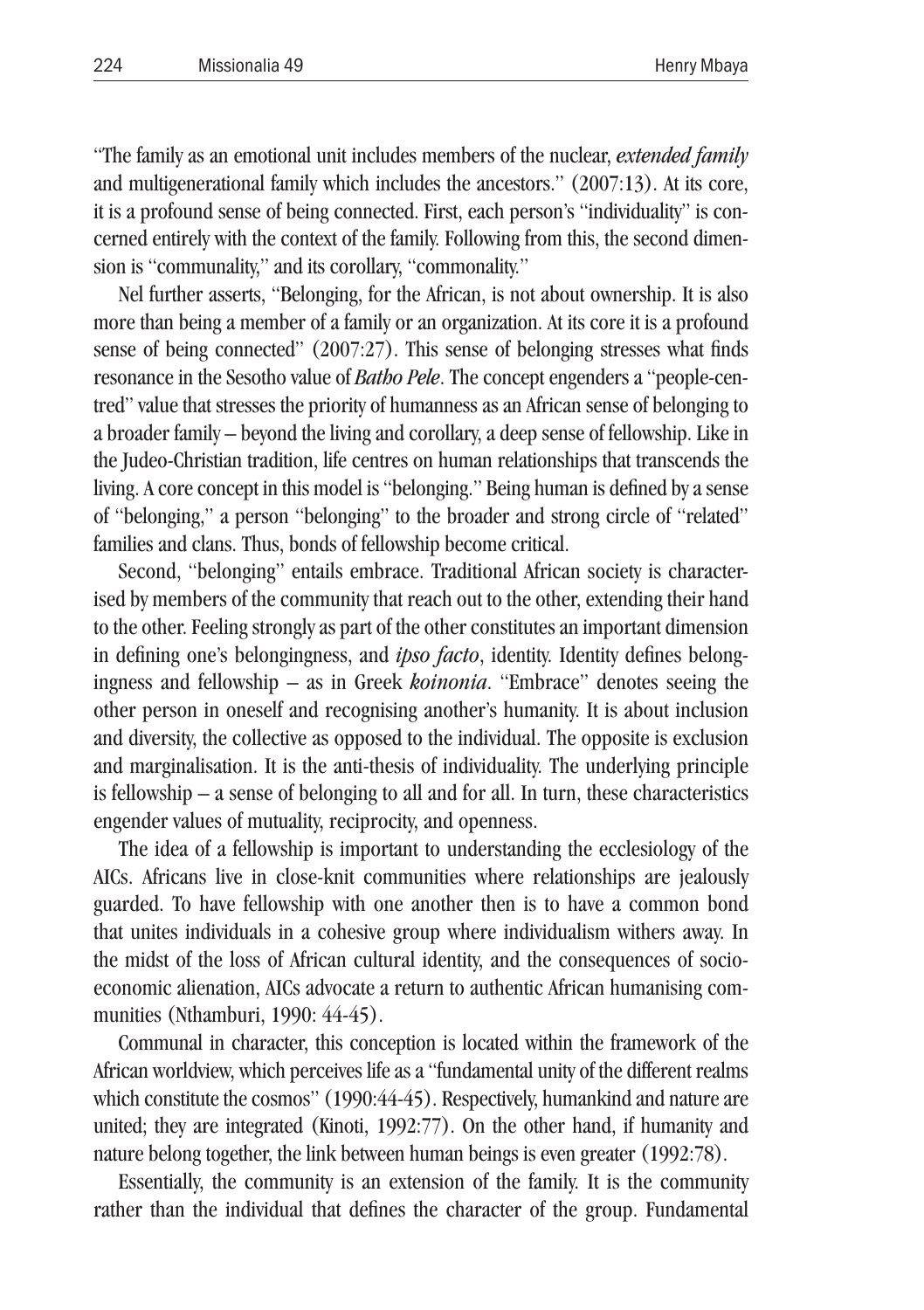"The family as an emotional unit includes members of the nuclear, *extended family* and multigenerational family which includes the ancestors." (2007:13). At its core, it is a profound sense of being connected. First, each person's "individuality" is concerned entirely with the context of the family. Following from this, the second dimension is "communality," and its corollary, "commonality."

Nel further asserts, "Belonging, for the African, is not about ownership. It is also more than being a member of a family or an organization. At its core it is a profound sense of being connected" (2007:27). This sense of belonging stresses what finds resonance in the Sesotho value of *Batho Pele*. The concept engenders a "people-centred" value that stresses the priority of humanness as an African sense of belonging to a broader family – beyond the living and corollary, a deep sense of fellowship. Like in the Judeo-Christian tradition, life centres on human relationships that transcends the living. A core concept in this model is "belonging." Being human is defined by a sense of "belonging," a person "belonging" to the broader and strong circle of "related" families and clans. Thus, bonds of fellowship become critical.

Second, "belonging" entails embrace. Traditional African society is characterised by members of the community that reach out to the other, extending their hand to the other. Feeling strongly as part of the other constitutes an important dimension in defining one's belongingness, and *ipso facto*, identity. Identity defines belongingness and fellowship – as in Greek *koinonia*. "Embrace" denotes seeing the other person in oneself and recognising another's humanity. It is about inclusion and diversity, the collective as opposed to the individual. The opposite is exclusion and marginalisation. It is the anti-thesis of individuality. The underlying principle is fellowship – a sense of belonging to all and for all. In turn, these characteristics engender values of mutuality, reciprocity, and openness.

The idea of a fellowship is important to understanding the ecclesiology of the AICs. Africans live in close-knit communities where relationships are jealously guarded. To have fellowship with one another then is to have a common bond that unites individuals in a cohesive group where individualism withers away. In the midst of the loss of African cultural identity, and the consequences of socio-economic alienation, AICs advocate a return to authentic African humanising communities (Nthamburi, 1990: 44-45).

Communal in character, this conception is located within the framework of the African worldview, which perceives life as a "fundamental unity of the different realms which constitute the cosmos" (1990:44-45). Respectively, humankind and nature are united; they are integrated (Kinoti, 1992:77). On the other hand, if humanity and nature belong together, the link between human beings is even greater (1992:78).

Essentially, the community is an extension of the family. It is the community rather than the individual that defines the character of the group. Fundamental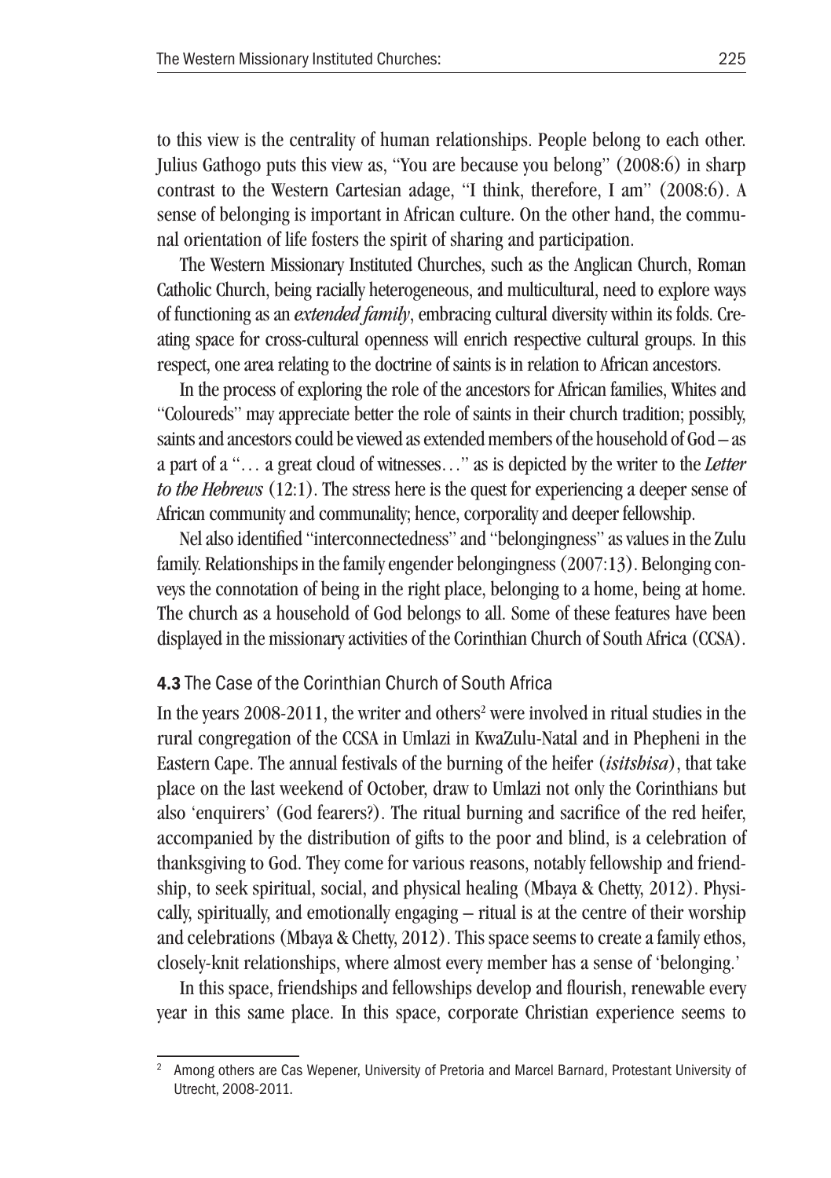to this view is the centrality of human relationships. People belong to each other. Julius Gathogo puts this view as, "You are because you belong" (2008:6) in sharp contrast to the Western Cartesian adage, "I think, therefore, I am" (2008:6). A sense of belonging is important in African culture. On the other hand, the communal orientation of life fosters the spirit of sharing and participation.

The Western Missionary Instituted Churches, such as the Anglican Church, Roman Catholic Church, being racially heterogeneous, and multicultural, need to explore ways of functioning as an *extended family*, embracing cultural diversity within its folds. Creating space for cross-cultural openness will enrich respective cultural groups. In this respect, one area relating to the doctrine of saints is in relation to African ancestors.

In the process of exploring the role of the ancestors for African families, Whites and "Coloureds" may appreciate better the role of saints in their church tradition; possibly, saints and ancestors could be viewed as extended members of the household of God – as a part of a "… a great cloud of witnesses…" as is depicted by the writer to the *Letter to the Hebrews* (12:1). The stress here is the quest for experiencing a deeper sense of African community and communality; hence, corporality and deeper fellowship.

Nel also identified "interconnectedness" and "belongingness" as values in the Zulu family. Relationships in the family engender belongingness (2007:13). Belonging conveys the connotation of being in the right place, belonging to a home, being at home. The church as a household of God belongs to all. Some of these features have been displayed in the missionary activities of the Corinthian Church of South Africa (CCSA).

### **4.3** The Case of the Corinthian Church of South Africa

In the years 2008-2011, the writer and others[2] were involved in ritual studies in the rural congregation of the CCSA in Umlazi in KwaZulu-Natal and in Phepheni in the Eastern Cape. The annual festivals of the burning of the heifer (*isitshisa*), that take place on the last weekend of October, draw to Umlazi not only the Corinthians but also 'enquirers' (God fearers?). The ritual burning and sacrifice of the red heifer, accompanied by the distribution of gifts to the poor and blind, is a celebration of thanksgiving to God. They come for various reasons, notably fellowship and friendship, to seek spiritual, social, and physical healing (Mbaya & Chetty, 2012). Physically, spiritually, and emotionally engaging – ritual is at the centre of their worship and celebrations (Mbaya & Chetty, 2012). This space seems to create a family ethos, closely-knit relationships, where almost every member has a sense of 'belonging.'

In this space, friendships and fellowships develop and flourish, renewable every year in this same place. In this space, corporate Christian experience seems to

---

[2] Among others are Cas Wepener, University of Pretoria and Marcel Barnard, Protestant University of Utrecht, 2008-2011.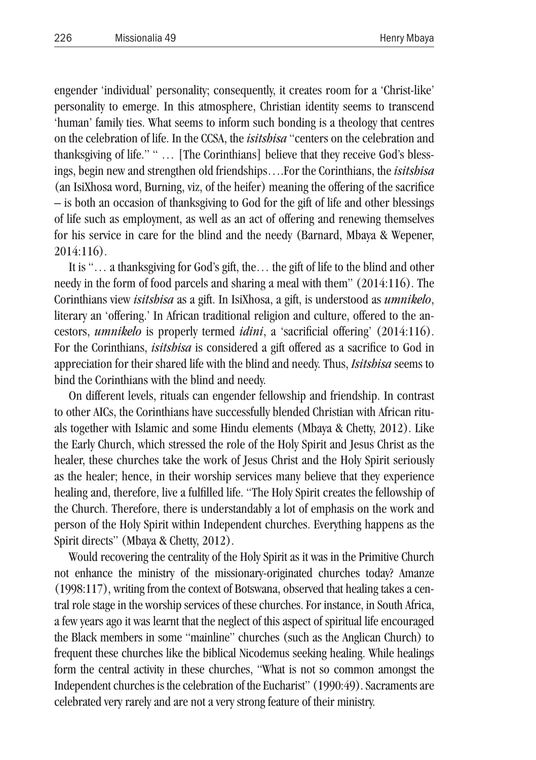engender 'individual' personality; consequently, it creates room for a 'Christ-like' personality to emerge. In this atmosphere, Christian identity seems to transcend 'human' family ties. What seems to inform such bonding is a theology that centres on the celebration of life. In the CCSA, the *isitshisa* "centers on the celebration and thanksgiving of life." " … [The Corinthians] believe that they receive God's blessings, begin new and strengthen old friendships….For the Corinthians, the *isitshisa* (an IsiXhosa word, Burning, viz, of the heifer) meaning the offering of the sacrifice – is both an occasion of thanksgiving to God for the gift of life and other blessings of life such as employment, as well as an act of offering and renewing themselves for his service in care for the blind and the needy (Barnard, Mbaya & Wepener, 2014:116).

It is "… a thanksgiving for God's gift, the… the gift of life to the blind and other needy in the form of food parcels and sharing a meal with them" (2014:116). The Corinthians view *isitshisa* as a gift. In IsiXhosa, a gift, is understood as *umnikelo*, literary an 'offering.' In African traditional religion and culture, offered to the ancestors, *umnikelo* is properly termed *idini*, a 'sacrificial offering' (2014:116). For the Corinthians, *isitshisa* is considered a gift offered as a sacrifice to God in appreciation for their shared life with the blind and needy. Thus, *Isitshisa* seems to bind the Corinthians with the blind and needy.

On different levels, rituals can engender fellowship and friendship. In contrast to other AICs, the Corinthians have successfully blended Christian with African rituals together with Islamic and some Hindu elements (Mbaya & Chetty, 2012). Like the Early Church, which stressed the role of the Holy Spirit and Jesus Christ as the healer, these churches take the work of Jesus Christ and the Holy Spirit seriously as the healer; hence, in their worship services many believe that they experience healing and, therefore, live a fulfilled life. "The Holy Spirit creates the fellowship of the Church. Therefore, there is understandably a lot of emphasis on the work and person of the Holy Spirit within Independent churches. Everything happens as the Spirit directs" (Mbaya & Chetty, 2012).

Would recovering the centrality of the Holy Spirit as it was in the Primitive Church not enhance the ministry of the missionary-originated churches today? Amanze (1998:117), writing from the context of Botswana, observed that healing takes a central role stage in the worship services of these churches. For instance, in South Africa, a few years ago it was learnt that the neglect of this aspect of spiritual life encouraged the Black members in some "mainline" churches (such as the Anglican Church) to frequent these churches like the biblical Nicodemus seeking healing. While healings form the central activity in these churches, "What is not so common amongst the Independent churches is the celebration of the Eucharist" (1990:49). Sacraments are celebrated very rarely and are not a very strong feature of their ministry.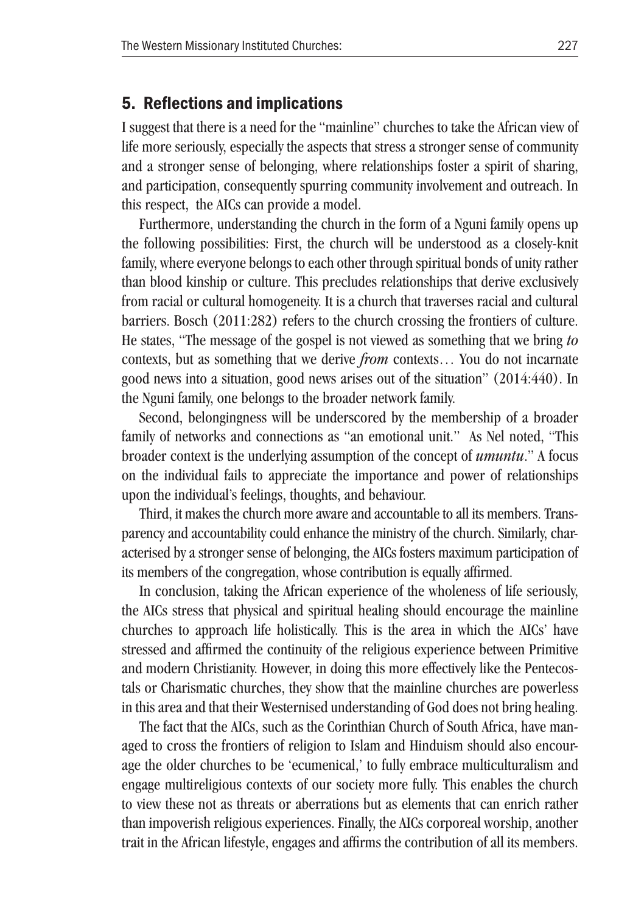## 5. Reflections and implications

I suggest that there is a need for the "mainline" churches to take the African view of life more seriously, especially the aspects that stress a stronger sense of community and a stronger sense of belonging, where relationships foster a spirit of sharing, and participation, consequently spurring community involvement and outreach. In this respect, the AICs can provide a model.

Furthermore, understanding the church in the form of a Nguni family opens up the following possibilities: First, the church will be understood as a closely-knit family, where everyone belongs to each other through spiritual bonds of unity rather than blood kinship or culture. This precludes relationships that derive exclusively from racial or cultural homogeneity. It is a church that traverses racial and cultural barriers. Bosch (2011:282) refers to the church crossing the frontiers of culture. He states, "The message of the gospel is not viewed as something that we bring *to* contexts, but as something that we derive *from* contexts… You do not incarnate good news into a situation, good news arises out of the situation" (2014:440). In the Nguni family, one belongs to the broader network family.

Second, belongingness will be underscored by the membership of a broader family of networks and connections as "an emotional unit." As Nel noted, "This broader context is the underlying assumption of the concept of ***umuntu***." A focus on the individual fails to appreciate the importance and power of relationships upon the individual's feelings, thoughts, and behaviour.

Third, it makes the church more aware and accountable to all its members. Transparency and accountability could enhance the ministry of the church. Similarly, characterised by a stronger sense of belonging, the AICs fosters maximum participation of its members of the congregation, whose contribution is equally affirmed.

In conclusion, taking the African experience of the wholeness of life seriously, the AICs stress that physical and spiritual healing should encourage the mainline churches to approach life holistically. This is the area in which the AICs' have stressed and affirmed the continuity of the religious experience between Primitive and modern Christianity. However, in doing this more effectively like the Pentecostals or Charismatic churches, they show that the mainline churches are powerless in this area and that their Westernised understanding of God does not bring healing.

The fact that the AICs, such as the Corinthian Church of South Africa, have managed to cross the frontiers of religion to Islam and Hinduism should also encourage the older churches to be 'ecumenical,' to fully embrace multiculturalism and engage multireligious contexts of our society more fully. This enables the church to view these not as threats or aberrations but as elements that can enrich rather than impoverish religious experiences. Finally, the AICs corporeal worship, another trait in the African lifestyle, engages and affirms the contribution of all its members.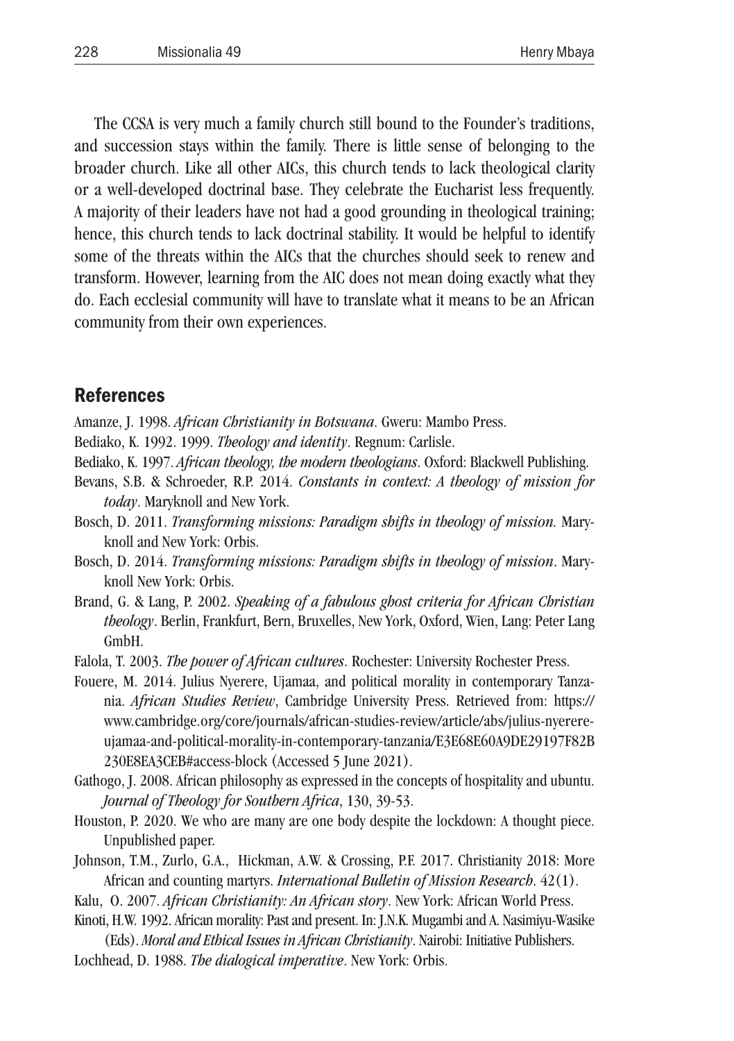The CCSA is very much a family church still bound to the Founder's traditions, and succession stays within the family. There is little sense of belonging to the broader church. Like all other AICs, this church tends to lack theological clarity or a well-developed doctrinal base. They celebrate the Eucharist less frequently. A majority of their leaders have not had a good grounding in theological training; hence, this church tends to lack doctrinal stability. It would be helpful to identify some of the threats within the AICs that the churches should seek to renew and transform. However, learning from the AIC does not mean doing exactly what they do. Each ecclesial community will have to translate what it means to be an African community from their own experiences.

## References

Amanze, J. 1998. *African Christianity in Botswana*. Gweru: Mambo Press.

Bediako, K. 1992. 1999. *Theology and identity*. Regnum: Carlisle.

Bediako, K. 1997. *African theology, the modern theologians*. Oxford: Blackwell Publishing.

Bevans, S.B. & Schroeder, R.P. 2014. *Constants in context: A theology of mission for today*. Maryknoll and New York.

Bosch, D. 2011. *Transforming missions: Paradigm shifts in theology of mission.* Maryknoll and New York: Orbis.

Bosch, D. 2014. *Transforming missions: Paradigm shifts in theology of mission*. Maryknoll New York: Orbis.

Brand, G. & Lang, P. 2002. *Speaking of a fabulous ghost criteria for African Christian theology*. Berlin, Frankfurt, Bern, Bruxelles, New York, Oxford, Wien, Lang: Peter Lang GmbH.

Falola, T. 2003. *The power of African cultures*. Rochester: University Rochester Press.

Fouere, M. 2014. Julius Nyerere, Ujamaa, and political morality in contemporary Tanzania. *African Studies Review*, Cambridge University Press. Retrieved from: https://www.cambridge.org/core/journals/african-studies-review/article/abs/julius-nyerere-ujamaa-and-political-morality-in-contemporary-tanzania/E3E68E60A9DE29197F82B230E8EA3CEB#access-block (Accessed 5 June 2021).

Gathogo, J. 2008. African philosophy as expressed in the concepts of hospitality and ubuntu. *Journal of Theology for Southern Africa*, 130, 39-53.

Houston, P. 2020. We who are many are one body despite the lockdown: A thought piece. Unpublished paper.

Johnson, T.M., Zurlo, G.A., Hickman, A.W. & Crossing, P.F. 2017. Christianity 2018: More African and counting martyrs. *International Bulletin of Mission Research*. 42(1).

Kalu, O. 2007. *African Christianity: An African story*. New York: African World Press.

Kinoti, H.W. 1992. African morality: Past and present. In: J.N.K. Mugambi and A. Nasimiyu-Wasike (Eds). *Moral and Ethical Issues in African Christianity*. Nairobi: Initiative Publishers.

Lochhead, D. 1988. *The dialogical imperative*. New York: Orbis.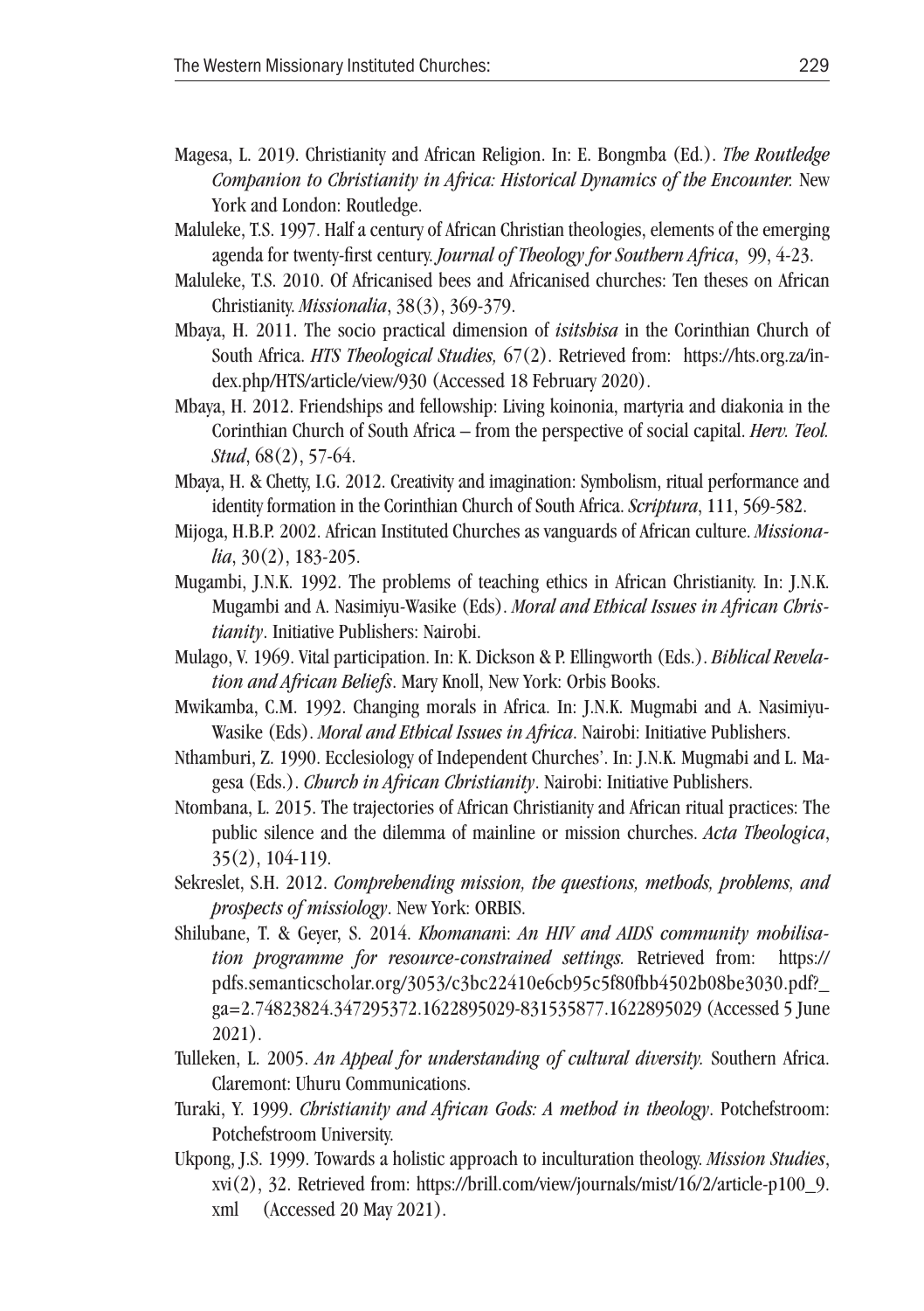Magesa, L. 2019. Christianity and African Religion. In: E. Bongmba (Ed.). *The Routledge Companion to Christianity in Africa: Historical Dynamics of the Encounter.* New York and London: Routledge.

Maluleke, T.S. 1997. Half a century of African Christian theologies, elements of the emerging agenda for twenty-first century. *Journal of Theology for Southern Africa*, 99, 4-23.

Maluleke, T.S. 2010. Of Africanised bees and Africanised churches: Ten theses on African Christianity. *Missionalia*, 38(3), 369-379.

Mbaya, H. 2011. The socio practical dimension of *isitshisa* in the Corinthian Church of South Africa. *HTS Theological Studies,* 67(2). Retrieved from: https://hts.org.za/index.php/HTS/article/view/930 (Accessed 18 February 2020).

Mbaya, H. 2012. Friendships and fellowship: Living koinonia, martyria and diakonia in the Corinthian Church of South Africa – from the perspective of social capital. *Herv. Teol. Stud*, 68(2), 57-64.

Mbaya, H. & Chetty, I.G. 2012. Creativity and imagination: Symbolism, ritual performance and identity formation in the Corinthian Church of South Africa. *Scriptura*, 111, 569-582.

Mijoga, H.B.P. 2002. African Instituted Churches as vanguards of African culture. *Missionalia*, 30(2), 183-205.

Mugambi, J.N.K. 1992. The problems of teaching ethics in African Christianity. In: J.N.K. Mugambi and A. Nasimiyu-Wasike (Eds). *Moral and Ethical Issues in African Christianity*. Initiative Publishers: Nairobi.

Mulago, V. 1969. Vital participation. In: K. Dickson & P. Ellingworth (Eds.). *Biblical Revelation and African Beliefs*. Mary Knoll, New York: Orbis Books.

Mwikamba, C.M. 1992. Changing morals in Africa. In: J.N.K. Mugmabi and A. Nasimiyu-Wasike (Eds). *Moral and Ethical Issues in Africa*. Nairobi: Initiative Publishers.

Nthamburi, Z. 1990. Ecclesiology of Independent Churches'. In: J.N.K. Mugmabi and L. Magesa (Eds.). *Church in African Christianity*. Nairobi: Initiative Publishers.

Ntombana, L. 2015. The trajectories of African Christianity and African ritual practices: The public silence and the dilemma of mainline or mission churches. *Acta Theologica*, 35(2), 104-119.

Sekreslet, S.H. 2012. *Comprehending mission, the questions, methods, problems, and prospects of missiology*. New York: ORBIS.

Shilubane, T. & Geyer, S. 2014. *Khomanan*i: *An HIV and AIDS community mobilisation programme for resource-constrained settings.* Retrieved from: https://pdfs.semanticscholar.org/3053/c3bc22410e6cb95c5f80fbb4502b08be3030.pdf?_ga=2.74823824.347295372.1622895029-831535877.1622895029 (Accessed 5 June 2021).

Tulleken, L. 2005. *An Appeal for understanding of cultural diversity.* Southern Africa. Claremont: Uhuru Communications.

Turaki, Y. 1999. *Christianity and African Gods: A method in theology*. Potchefstroom: Potchefstroom University.

Ukpong, J.S. 1999. Towards a holistic approach to inculturation theology. *Mission Studies*, xvi(2), 32. Retrieved from: https://brill.com/view/journals/mist/16/2/article-p100_9.xml (Accessed 20 May 2021).